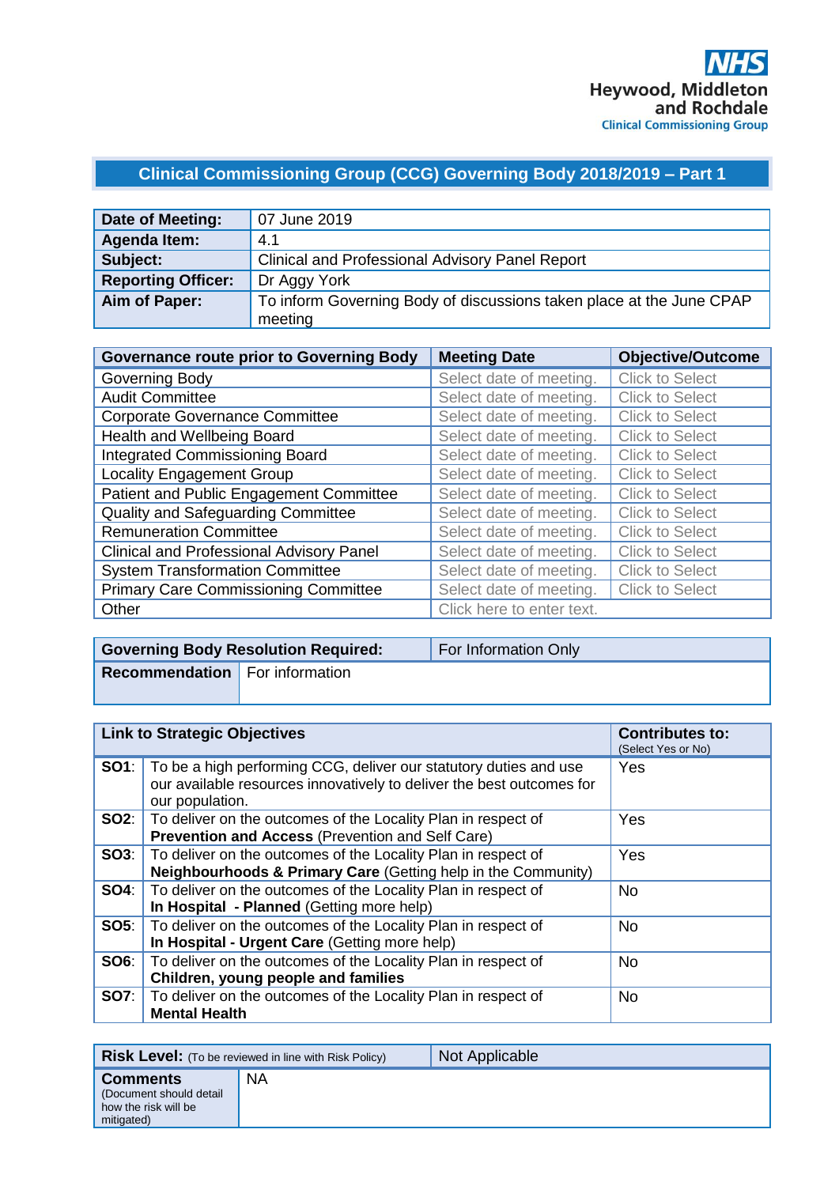**NHS**
**Heywood, Middleton and Rochdale**
**Clinical Commissioning Group**

# Clinical Commissioning Group (CCG) Governing Body 2018/2019 – Part 1

| | |
|---|---|
| **Date of Meeting:** | 07 June 2019 |
| **Agenda Item:** | 4.1 |
| **Subject:** | Clinical and Professional Advisory Panel Report |
| **Reporting Officer:** | Dr Aggy York |
| **Aim of Paper:** | To inform Governing Body of discussions taken place at the June CPAP meeting |

| **Governance route prior to Governing Body** | **Meeting Date** | **Objective/Outcome** |
|---|---|---|
| Governing Body | Select date of meeting. | Click to Select |
| Audit Committee | Select date of meeting. | Click to Select |
| Corporate Governance Committee | Select date of meeting. | Click to Select |
| Health and Wellbeing Board | Select date of meeting. | Click to Select |
| Integrated Commissioning Board | Select date of meeting. | Click to Select |
| Locality Engagement Group | Select date of meeting. | Click to Select |
| Patient and Public Engagement Committee | Select date of meeting. | Click to Select |
| Quality and Safeguarding Committee | Select date of meeting. | Click to Select |
| Remuneration Committee | Select date of meeting. | Click to Select |
| Clinical and Professional Advisory Panel | Select date of meeting. | Click to Select |
| System Transformation Committee | Select date of meeting. | Click to Select |
| Primary Care Commissioning Committee | Select date of meeting. | Click to Select |
| Other | Click here to enter text. | |

| | |
|---|---|
| **Governing Body Resolution Required:** | For Information Only |
| **Recommendation** | For information |

| **Link to Strategic Objectives** | | **Contributes to:** (Select Yes or No) |
|---|---|---|
| **SO1**: | To be a high performing CCG, deliver our statutory duties and use our available resources innovatively to deliver the best outcomes for our population. | Yes |
| **SO2**: | To deliver on the outcomes of the Locality Plan in respect of **Prevention and Access** (Prevention and Self Care) | Yes |
| **SO3**: | To deliver on the outcomes of the Locality Plan in respect of **Neighbourhoods & Primary Care** (Getting help in the Community) | Yes |
| **SO4**: | To deliver on the outcomes of the Locality Plan in respect of **In Hospital - Planned** (Getting more help) | No |
| **SO5**: | To deliver on the outcomes of the Locality Plan in respect of **In Hospital - Urgent Care** (Getting more help) | No |
| **SO6**: | To deliver on the outcomes of the Locality Plan in respect of **Children, young people and families** | No |
| **SO7**: | To deliver on the outcomes of the Locality Plan in respect of **Mental Health** | No |

| | |
|---|---|
| **Risk Level:** (To be reviewed in line with Risk Policy) | Not Applicable |
| **Comments** (Document should detail how the risk will be mitigated) | NA |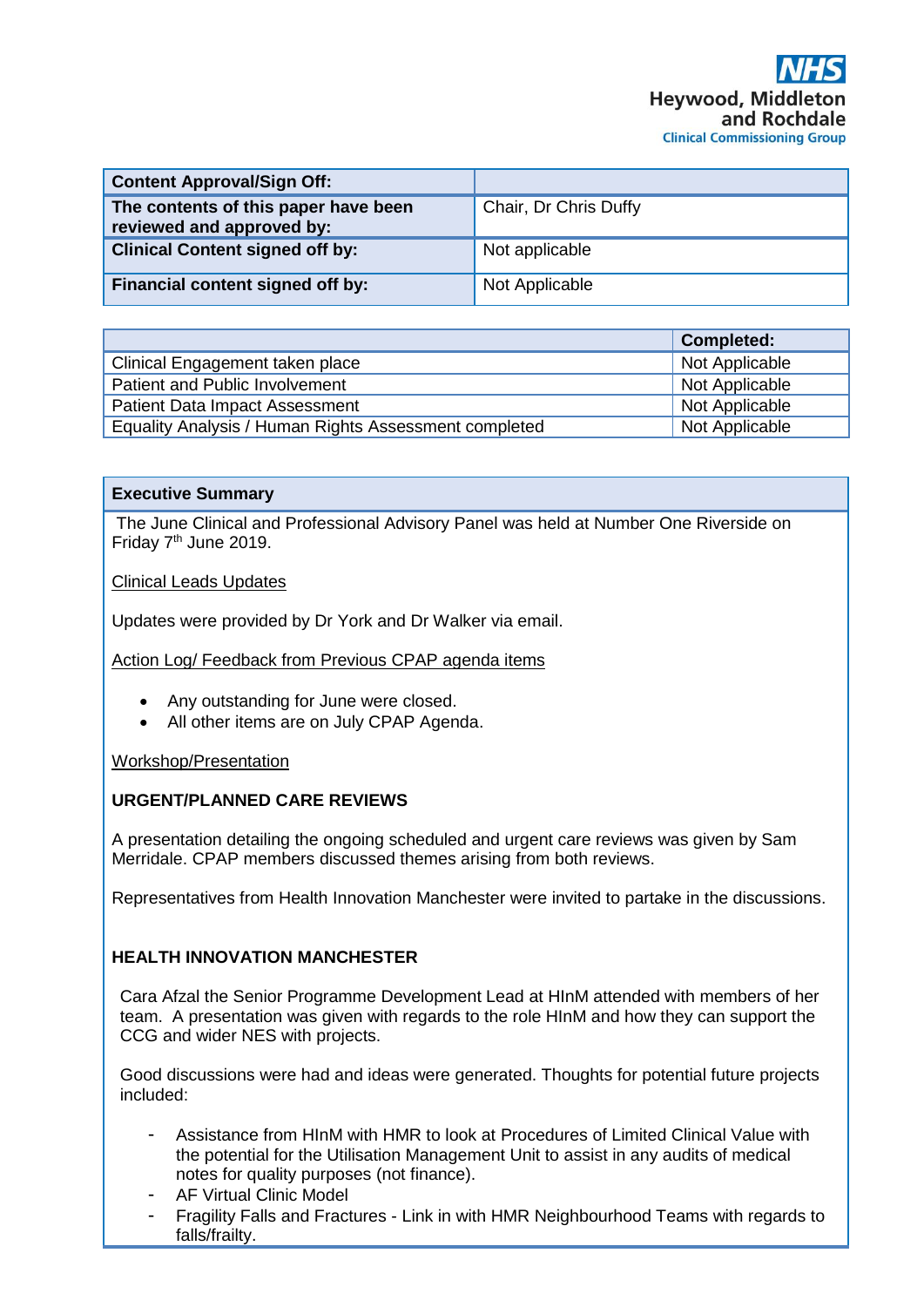NHS
Heywood, Middleton and Rochdale
Clinical Commissioning Group

| Content Approval/Sign Off: | |
|---|---|
| The contents of this paper have been reviewed and approved by: | Chair, Dr Chris Duffy |
| Clinical Content signed off by: | Not applicable |
| Financial content signed off by: | Not Applicable |

| | Completed: |
|---|---|
| Clinical Engagement taken place | Not Applicable |
| Patient and Public Involvement | Not Applicable |
| Patient Data Impact Assessment | Not Applicable |
| Equality Analysis / Human Rights Assessment completed | Not Applicable |

**Executive Summary**

The June Clinical and Professional Advisory Panel was held at Number One Riverside on Friday 7th June 2019.

Clinical Leads Updates

Updates were provided by Dr York and Dr Walker via email.

Action Log/ Feedback from Previous CPAP agenda items

- Any outstanding for June were closed.
- All other items are on July CPAP Agenda.

Workshop/Presentation

**URGENT/PLANNED CARE REVIEWS**

A presentation detailing the ongoing scheduled and urgent care reviews was given by Sam Merridale. CPAP members discussed themes arising from both reviews.

Representatives from Health Innovation Manchester were invited to partake in the discussions.

**HEALTH INNOVATION MANCHESTER**

Cara Afzal the Senior Programme Development Lead at HInM attended with members of her team. A presentation was given with regards to the role HInM and how they can support the CCG and wider NES with projects.

Good discussions were had and ideas were generated. Thoughts for potential future projects included:

- Assistance from HInM with HMR to look at Procedures of Limited Clinical Value with the potential for the Utilisation Management Unit to assist in any audits of medical notes for quality purposes (not finance).
- AF Virtual Clinic Model
- Fragility Falls and Fractures - Link in with HMR Neighbourhood Teams with regards to falls/frailty.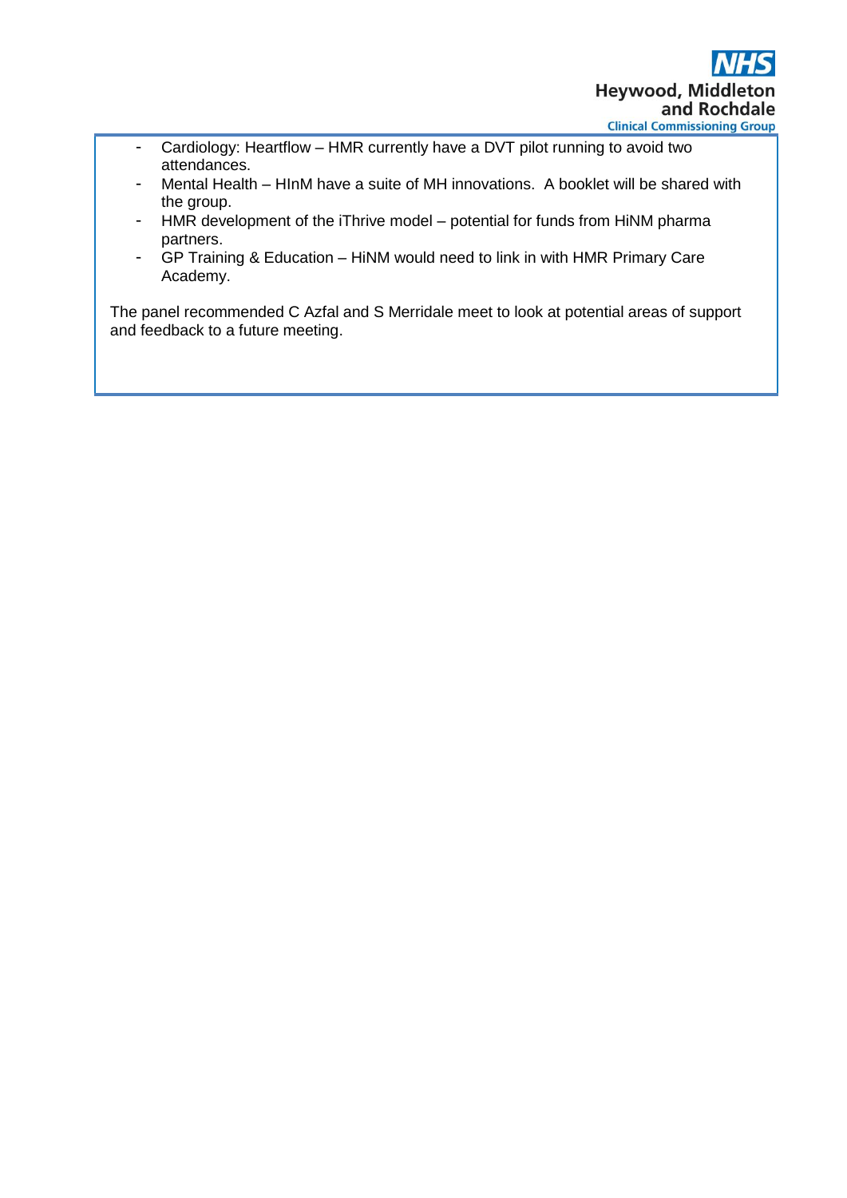- Cardiology: Heartflow – HMR currently have a DVT pilot running to avoid two attendances.
- Mental Health – HInM have a suite of MH innovations. A booklet will be shared with the group.
- HMR development of the iThrive model – potential for funds from HiNM pharma partners.
- GP Training & Education – HiNM would need to link in with HMR Primary Care Academy.

The panel recommended C Azfal and S Merridale meet to look at potential areas of support and feedback to a future meeting.